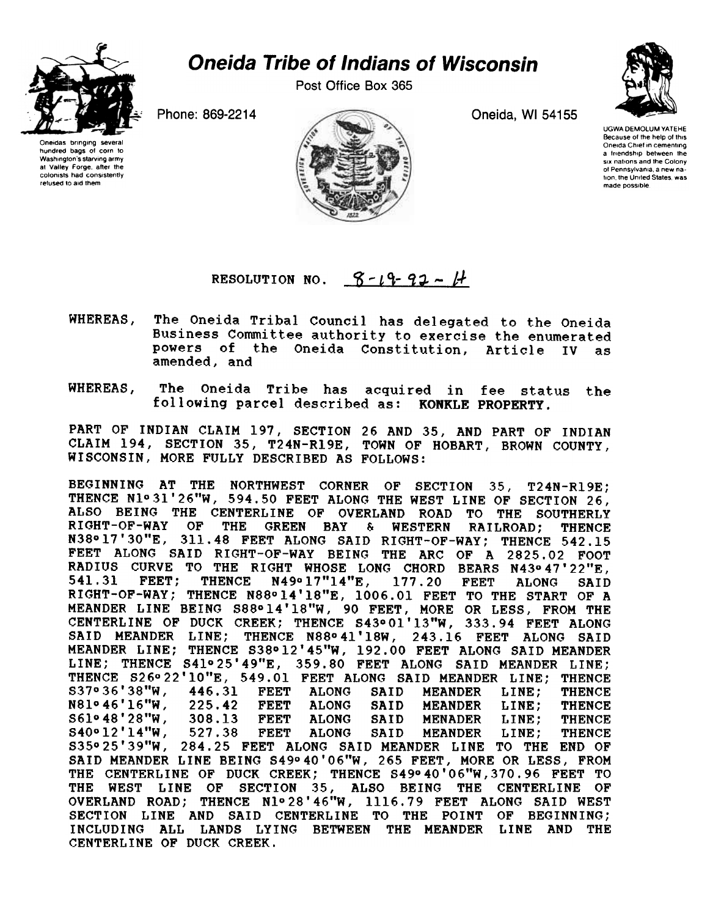# Oneida Tribe of Indians of Wisconsin

Post Office Box 365

Phone: 869-2214

Oneida, WI 54155

Oneidas bringing several hundred bags of corn to Washington's starving army at Valley Forge, after the colonists had consistently refused to aid them

UGWA DEMOLUM YATEHE
Because of the help of this Oneida Chief in cementing a friendship between the six nations and the Colony of Pennsylvania, a new nation, the United States, was made possible

RESOLUTION NO. 8-19-92-H

WHEREAS, The Oneida Tribal Council has delegated to the Oneida Business Committee authority to exercise the enumerated powers of the Oneida Constitution, Article IV as amended, and

WHEREAS, The Oneida Tribe has acquired in fee status the following parcel described as: **KONKLE PROPERTY.**

PART OF INDIAN CLAIM 197, SECTION 26 AND 35, AND PART OF INDIAN CLAIM 194, SECTION 35, T24N-R19E, TOWN OF HOBART, BROWN COUNTY, WISCONSIN, MORE FULLY DESCRIBED AS FOLLOWS:

BEGINNING AT THE NORTHWEST CORNER OF SECTION 35, T24N-R19E; THENCE N1°31'26"W, 594.50 FEET ALONG THE WEST LINE OF SECTION 26, ALSO BEING THE CENTERLINE OF OVERLAND ROAD TO THE SOUTHERLY RIGHT-OF-WAY OF THE GREEN BAY & WESTERN RAILROAD; THENCE N38°17'30"E, 311.48 FEET ALONG SAID RIGHT-OF-WAY; THENCE 542.15 FEET ALONG SAID RIGHT-OF-WAY BEING THE ARC OF A 2825.02 FOOT RADIUS CURVE TO THE RIGHT WHOSE LONG CHORD BEARS N43°47'22"E, 541.31 FEET; THENCE N49°17"14"E, 177.20 FEET ALONG SAID RIGHT-OF-WAY; THENCE N88°14'18"E, 1006.01 FEET TO THE START OF A MEANDER LINE BEING S88°14'18"W, 90 FEET, MORE OR LESS, FROM THE CENTERLINE OF DUCK CREEK; THENCE S43°01'13"W, 333.94 FEET ALONG SAID MEANDER LINE; THENCE N88°41'18W, 243.16 FEET ALONG SAID MEANDER LINE; THENCE S38°12'45"W, 192.00 FEET ALONG SAID MEANDER LINE; THENCE S41°25'49"E, 359.80 FEET ALONG SAID MEANDER LINE; THENCE S26°22'10"E, 549.01 FEET ALONG SAID MEANDER LINE; THENCE S37°36'38"W, 446.31 FEET ALONG SAID MEANDER LINE; THENCE N81°46'16"W, 225.42 FEET ALONG SAID MEANDER LINE; THENCE S61°48'28"W, 308.13 FEET ALONG SAID MENADER LINE; THENCE S40°12'14"W, 527.38 FEET ALONG SAID MEANDER LINE; THENCE S35°25'39"W, 284.25 FEET ALONG SAID MEANDER LINE TO THE END OF SAID MEANDER LINE BEING S49°40'06"W, 265 FEET, MORE OR LESS, FROM THE CENTERLINE OF DUCK CREEK; THENCE S49°40'06"W,370.96 FEET TO THE WEST LINE OF SECTION 35, ALSO BEING THE CENTERLINE OF OVERLAND ROAD; THENCE N1°28'46"W, 1116.79 FEET ALONG SAID WEST SECTION LINE AND SAID CENTERLINE TO THE POINT OF BEGINNING; INCLUDING ALL LANDS LYING BETWEEN THE MEANDER LINE AND THE CENTERLINE OF DUCK CREEK.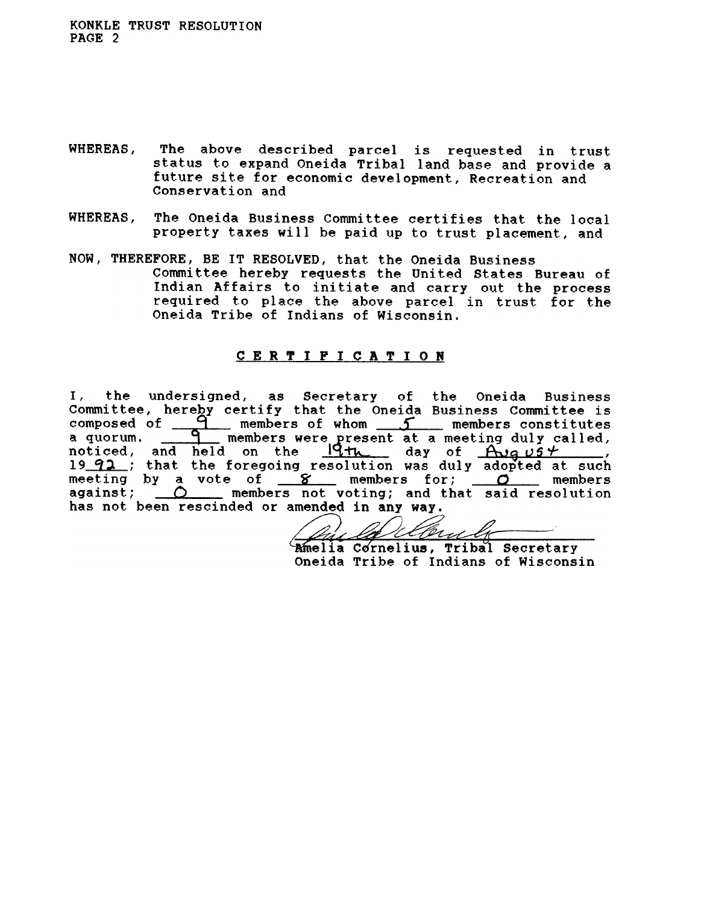WHEREAS, The above described parcel is requested in trust status to expand Oneida Tribal land base and provide a future site for economic development, Recreation and Conservation and

WHEREAS, The Oneida Business Committee certifies that the local property taxes will be paid up to trust placement, and

NOW, THEREFORE, BE IT RESOLVED, that the Oneida Business Committee hereby requests the United States Bureau of Indian Affairs to initiate and carry out the process required to place the above parcel in trust for the Oneida Tribe of Indians of Wisconsin.

## CERTIFICATION

I, the undersigned, as Secretary of the Oneida Business Committee, hereby certify that the Oneida Business Committee is composed of 9 members of whom 5 members constitutes a quorum. 9 members were present at a meeting duly called, noticed, and held on the 19th day of August, 1992; that the foregoing resolution was duly adopted at such meeting by a vote of 8 members for; 0 members against; 0 members not voting; and that said resolution has not been rescinded or amended in any way.

Amelia Cornelius, Tribal Secretary
Oneida Tribe of Indians of Wisconsin